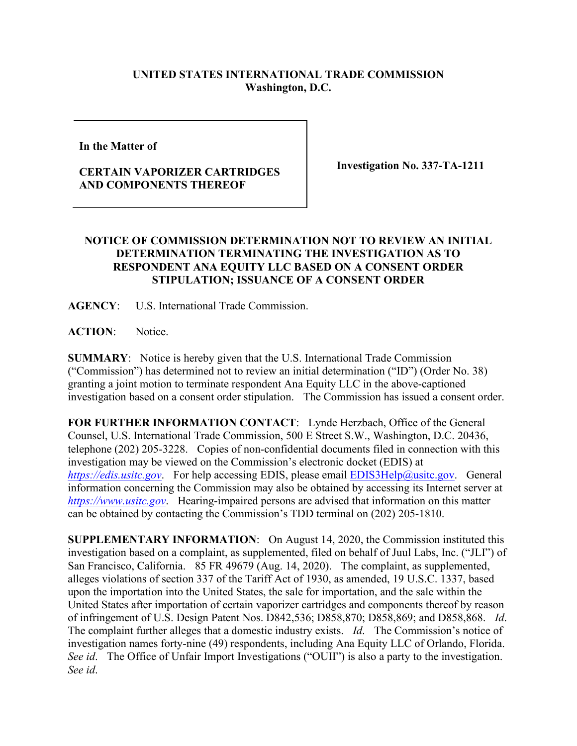**UNITED STATES INTERNATIONAL TRADE COMMISSION**
**Washington, D.C.**

| In the Matter of<br><br>**CERTAIN VAPORIZER CARTRIDGES AND COMPONENTS THEREOF** | **Investigation No. 337-TA-1211** |
|---|---|

**NOTICE OF COMMISSION DETERMINATION NOT TO REVIEW AN INITIAL DETERMINATION TERMINATING THE INVESTIGATION AS TO RESPONDENT ANA EQUITY LLC BASED ON A CONSENT ORDER STIPULATION; ISSUANCE OF A CONSENT ORDER**

**AGENCY**: U.S. International Trade Commission.

**ACTION**: Notice.

**SUMMARY**: Notice is hereby given that the U.S. International Trade Commission ("Commission") has determined not to review an initial determination ("ID") (Order No. 38) granting a joint motion to terminate respondent Ana Equity LLC in the above-captioned investigation based on a consent order stipulation. The Commission has issued a consent order.

**FOR FURTHER INFORMATION CONTACT**: Lynde Herzbach, Office of the General Counsel, U.S. International Trade Commission, 500 E Street S.W., Washington, D.C. 20436, telephone (202) 205-3228. Copies of non-confidential documents filed in connection with this investigation may be viewed on the Commission's electronic docket (EDIS) at *https://edis.usitc.gov*. For help accessing EDIS, please email EDIS3Help@usitc.gov. General information concerning the Commission may also be obtained by accessing its Internet server at *https://www.usitc.gov*. Hearing-impaired persons are advised that information on this matter can be obtained by contacting the Commission's TDD terminal on (202) 205-1810.

**SUPPLEMENTARY INFORMATION**: On August 14, 2020, the Commission instituted this investigation based on a complaint, as supplemented, filed on behalf of Juul Labs, Inc. ("JLI") of San Francisco, California. 85 FR 49679 (Aug. 14, 2020). The complaint, as supplemented, alleges violations of section 337 of the Tariff Act of 1930, as amended, 19 U.S.C. 1337, based upon the importation into the United States, the sale for importation, and the sale within the United States after importation of certain vaporizer cartridges and components thereof by reason of infringement of U.S. Design Patent Nos. D842,536; D858,870; D858,869; and D858,868. *Id*. The complaint further alleges that a domestic industry exists. *Id*. The Commission's notice of investigation names forty-nine (49) respondents, including Ana Equity LLC of Orlando, Florida. *See id*. The Office of Unfair Import Investigations ("OUII") is also a party to the investigation. *See id*.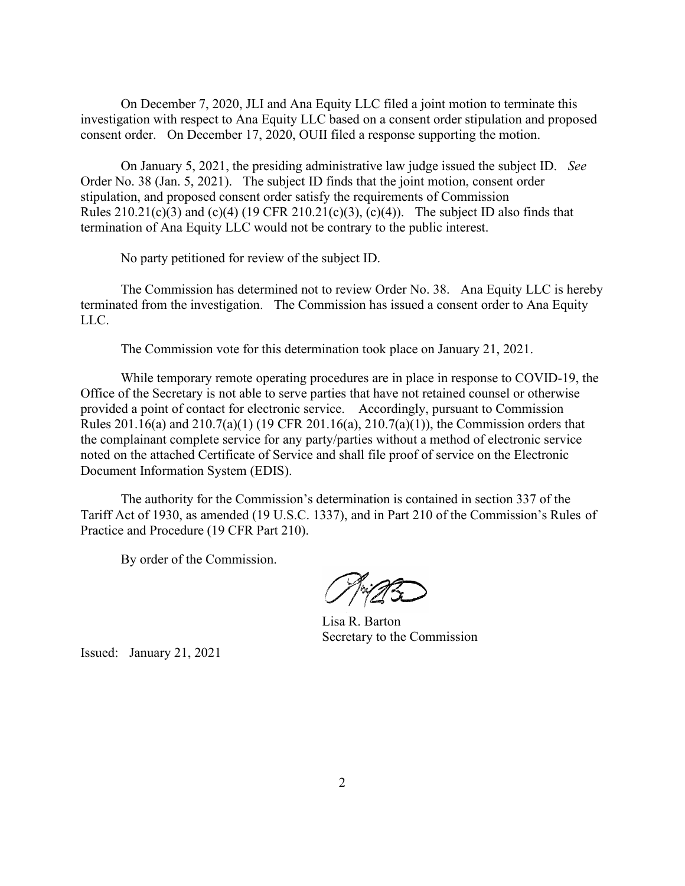On December 7, 2020, JLI and Ana Equity LLC filed a joint motion to terminate this investigation with respect to Ana Equity LLC based on a consent order stipulation and proposed consent order. On December 17, 2020, OUII filed a response supporting the motion.

On January 5, 2021, the presiding administrative law judge issued the subject ID. *See* Order No. 38 (Jan. 5, 2021). The subject ID finds that the joint motion, consent order stipulation, and proposed consent order satisfy the requirements of Commission Rules 210.21(c)(3) and (c)(4) (19 CFR 210.21(c)(3), (c)(4)). The subject ID also finds that termination of Ana Equity LLC would not be contrary to the public interest.

No party petitioned for review of the subject ID.

The Commission has determined not to review Order No. 38. Ana Equity LLC is hereby terminated from the investigation. The Commission has issued a consent order to Ana Equity LLC.

The Commission vote for this determination took place on January 21, 2021.

While temporary remote operating procedures are in place in response to COVID-19, the Office of the Secretary is not able to serve parties that have not retained counsel or otherwise provided a point of contact for electronic service. Accordingly, pursuant to Commission Rules 201.16(a) and 210.7(a)(1) (19 CFR 201.16(a), 210.7(a)(1)), the Commission orders that the complainant complete service for any party/parties without a method of electronic service noted on the attached Certificate of Service and shall file proof of service on the Electronic Document Information System (EDIS).

The authority for the Commission's determination is contained in section 337 of the Tariff Act of 1930, as amended (19 U.S.C. 1337), and in Part 210 of the Commission's Rules of Practice and Procedure (19 CFR Part 210).

By order of the Commission.

Lisa R. Barton
Secretary to the Commission

Issued: January 21, 2021